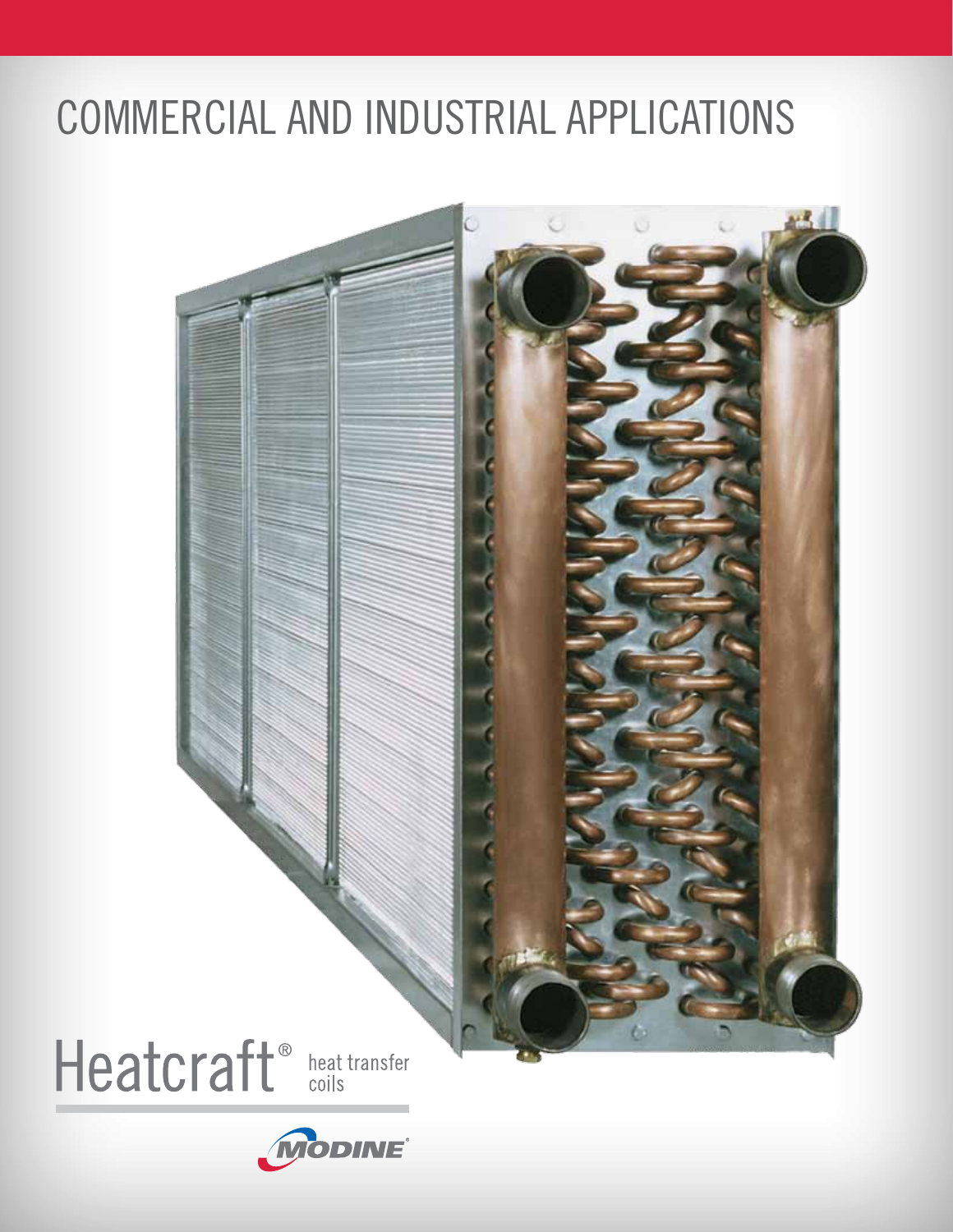# COMMERCIAL AND INDUSTRIAL APPLICATIONS

Heatcraft® heat transfer coils

MODINE®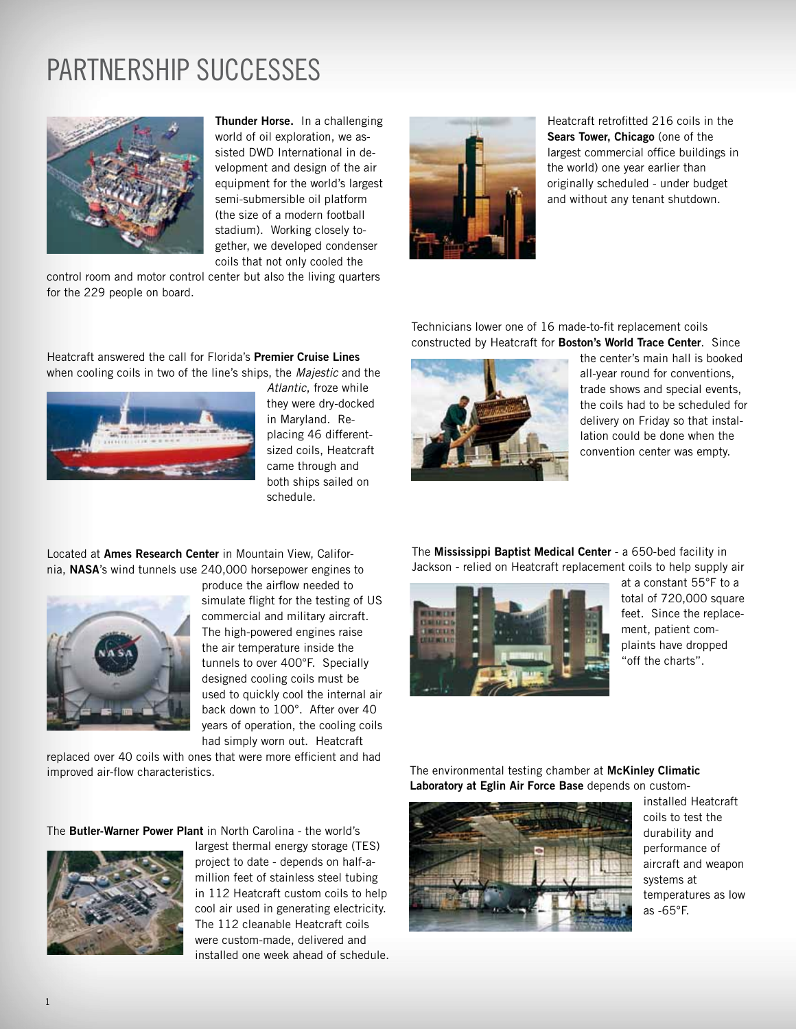# PARTNERSHIP SUCCESSES

**Thunder Horse.** In a challenging world of oil exploration, we assisted DWD International in development and design of the air equipment for the world's largest semi-submersible oil platform (the size of a modern football stadium). Working closely together, we developed condenser coils that not only cooled the control room and motor control center but also the living quarters for the 229 people on board.

Heatcraft answered the call for Florida's **Premier Cruise Lines** when cooling coils in two of the line's ships, the *Majestic* and the *Atlantic*, froze while they were dry-docked in Maryland. Replacing 46 different-sized coils, Heatcraft came through and both ships sailed on schedule.

Located at **Ames Research Center** in Mountain View, California, **NASA**'s wind tunnels use 240,000 horsepower engines to produce the airflow needed to simulate flight for the testing of US commercial and military aircraft. The high-powered engines raise the air temperature inside the tunnels to over 400°F. Specially designed cooling coils must be used to quickly cool the internal air back down to 100°. After over 40 years of operation, the cooling coils had simply worn out. Heatcraft replaced over 40 coils with ones that were more efficient and had improved air-flow characteristics.

The **Butler-Warner Power Plant** in North Carolina - the world's largest thermal energy storage (TES) project to date - depends on half-a-million feet of stainless steel tubing in 112 Heatcraft custom coils to help cool air used in generating electricity. The 112 cleanable Heatcraft coils were custom-made, delivered and installed one week ahead of schedule.

Heatcraft retrofitted 216 coils in the **Sears Tower, Chicago** (one of the largest commercial office buildings in the world) one year earlier than originally scheduled - under budget and without any tenant shutdown.

Technicians lower one of 16 made-to-fit replacement coils constructed by Heatcraft for **Boston's World Trace Center**. Since the center's main hall is booked all-year round for conventions, trade shows and special events, the coils had to be scheduled for delivery on Friday so that installation could be done when the convention center was empty.

The **Mississippi Baptist Medical Center** - a 650-bed facility in Jackson - relied on Heatcraft replacement coils to help supply air at a constant 55°F to a total of 720,000 square feet. Since the replacement, patient complaints have dropped "off the charts".

The environmental testing chamber at **McKinley Climatic Laboratory at Eglin Air Force Base** depends on custom-installed Heatcraft coils to test the durability and performance of aircraft and weapon systems at temperatures as low as -65°F.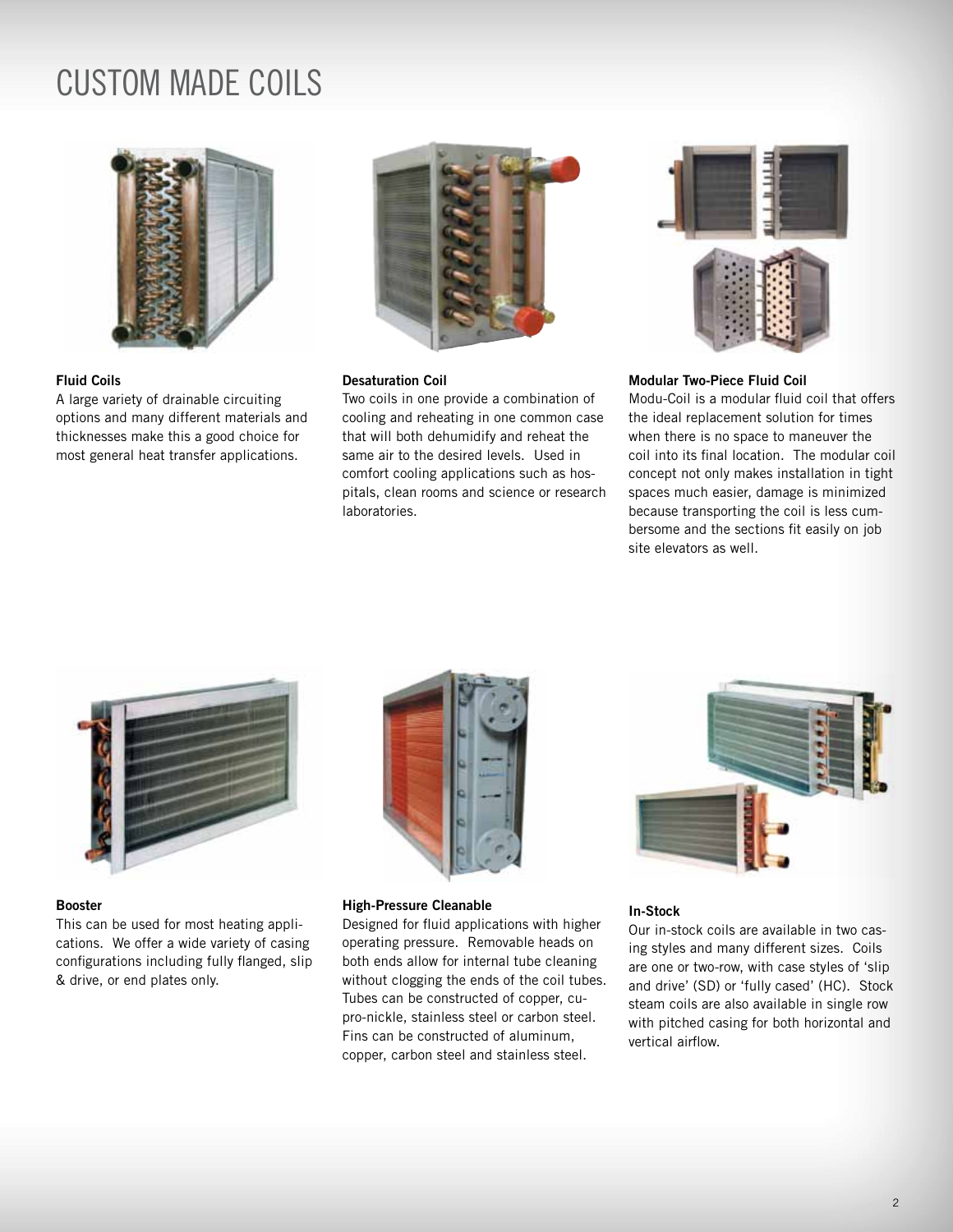# CUSTOM MADE COILS

### Fluid Coils

A large variety of drainable circuiting options and many different materials and thicknesses make this a good choice for most general heat transfer applications.

### Desaturation Coil

Two coils in one provide a combination of cooling and reheating in one common case that will both dehumidify and reheat the same air to the desired levels. Used in comfort cooling applications such as hospitals, clean rooms and science or research laboratories.

### Modular Two-Piece Fluid Coil

Modu-Coil is a modular fluid coil that offers the ideal replacement solution for times when there is no space to maneuver the coil into its final location. The modular coil concept not only makes installation in tight spaces much easier, damage is minimized because transporting the coil is less cumbersome and the sections fit easily on job site elevators as well.

### Booster

This can be used for most heating applications. We offer a wide variety of casing configurations including fully flanged, slip & drive, or end plates only.

### High-Pressure Cleanable

Designed for fluid applications with higher operating pressure. Removable heads on both ends allow for internal tube cleaning without clogging the ends of the coil tubes. Tubes can be constructed of copper, cupro-nickle, stainless steel or carbon steel. Fins can be constructed of aluminum, copper, carbon steel and stainless steel.

### In-Stock

Our in-stock coils are available in two casing styles and many different sizes. Coils are one or two-row, with case styles of 'slip and drive' (SD) or 'fully cased' (HC). Stock steam coils are also available in single row with pitched casing for both horizontal and vertical airflow.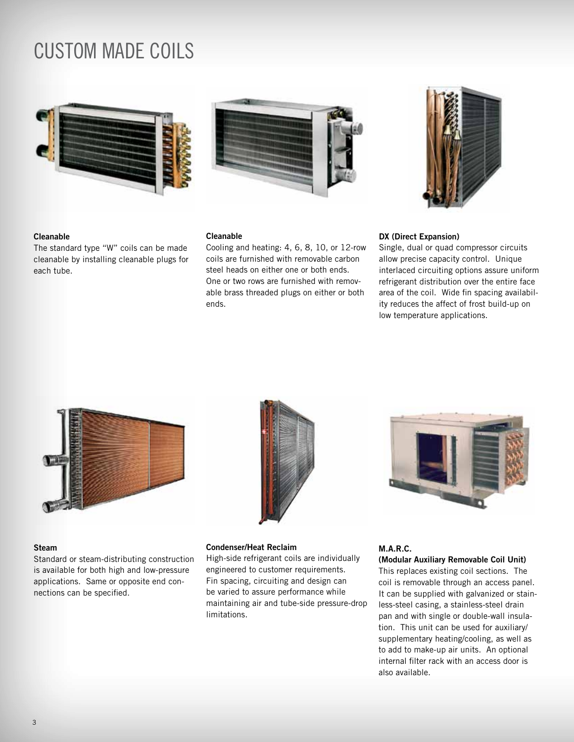# CUSTOM MADE COILS

**Cleanable**
The standard type "W" coils can be made cleanable by installing cleanable plugs for each tube.

**Cleanable**
Cooling and heating: 4, 6, 8, 10, or 12-row coils are furnished with removable carbon steel heads on either one or both ends. One or two rows are furnished with removable brass threaded plugs on either or both ends.

**DX (Direct Expansion)**
Single, dual or quad compressor circuits allow precise capacity control. Unique interlaced circuiting options assure uniform refrigerant distribution over the entire face area of the coil. Wide fin spacing availability reduces the affect of frost build-up on low temperature applications.

**Steam**
Standard or steam-distributing construction is available for both high and low-pressure applications. Same or opposite end connections can be specified.

**Condenser/Heat Reclaim**
High-side refrigerant coils are individually engineered to customer requirements. Fin spacing, circuiting and design can be varied to assure performance while maintaining air and tube-side pressure-drop limitations.

**M.A.R.C.**
**(Modular Auxiliary Removable Coil Unit)**
This replaces existing coil sections. The coil is removable through an access panel. It can be supplied with galvanized or stainless-steel casing, a stainless-steel drain pan and with single or double-wall insulation. This unit can be used for auxiliary/supplementary heating/cooling, as well as to add to make-up air units. An optional internal filter rack with an access door is also available.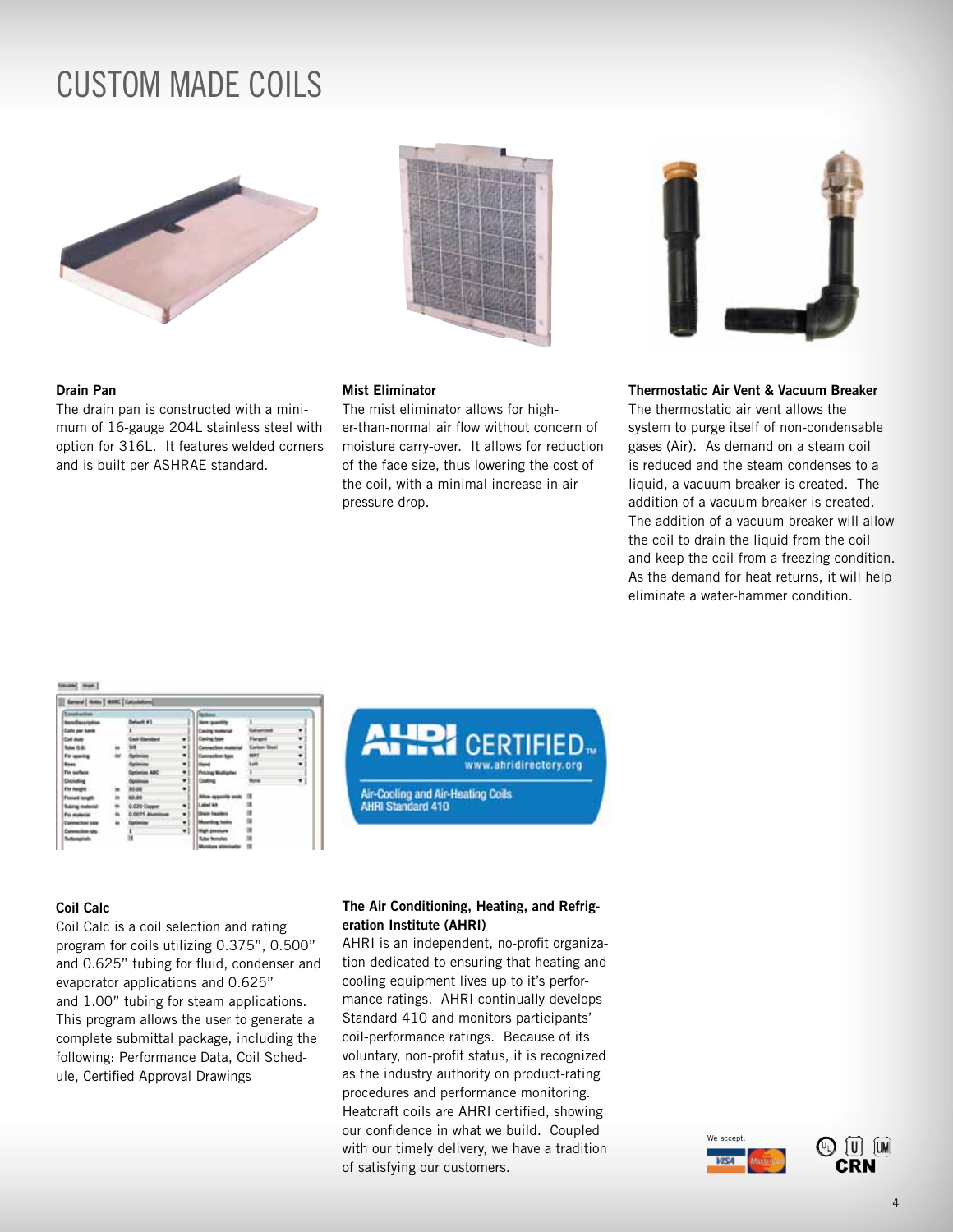# CUSTOM MADE COILS

**Drain Pan**

The drain pan is constructed with a minimum of 16-gauge 204L stainless steel with option for 316L. It features welded corners and is built per ASHRAE standard.

**Mist Eliminator**

The mist eliminator allows for higher-than-normal air flow without concern of moisture carry-over. It allows for reduction of the face size, thus lowering the cost of the coil, with a minimal increase in air pressure drop.

**Thermostatic Air Vent & Vacuum Breaker**

The thermostatic air vent allows the system to purge itself of non-condensable gases (Air). As demand on a steam coil is reduced and the steam condenses to a liquid, a vacuum breaker is created. The addition of a vacuum breaker is created. The addition of a vacuum breaker will allow the coil to drain the liquid from the coil and keep the coil from a freezing condition. As the demand for heat returns, it will help eliminate a water-hammer condition.

**Coil Calc**

Coil Calc is a coil selection and rating program for coils utilizing 0.375", 0.500" and 0.625" tubing for fluid, condenser and evaporator applications and 0.625" and 1.00" tubing for steam applications. This program allows the user to generate a complete submittal package, including the following: Performance Data, Coil Schedule, Certified Approval Drawings

**The Air Conditioning, Heating, and Refrigeration Institute (AHRI)**

AHRI is an independent, no-profit organization dedicated to ensuring that heating and cooling equipment lives up to it's performance ratings. AHRI continually develops Standard 410 and monitors participants' coil-performance ratings. Because of its voluntary, non-profit status, it is recognized as the industry authority on product-rating procedures and performance monitoring. Heatcraft coils are AHRI certified, showing our confidence in what we build. Coupled with our timely delivery, we have a tradition of satisfying our customers.

We accept: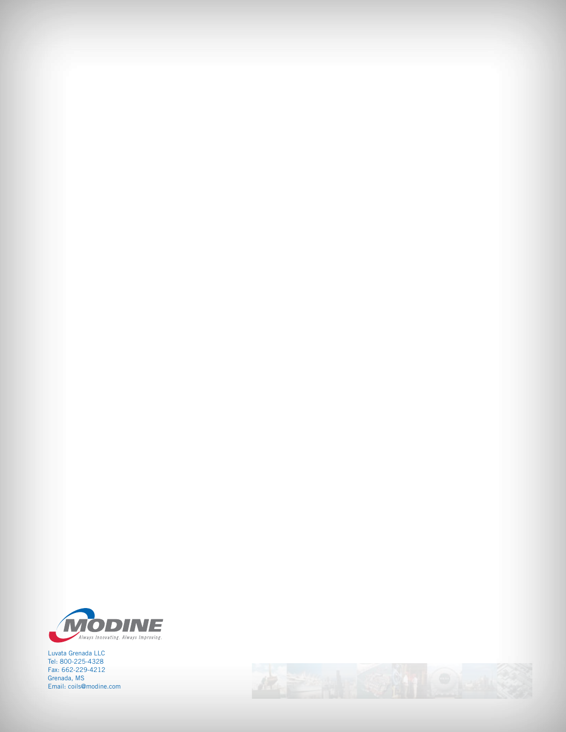MODINE

Always Innovating. Always Improving.

Luvata Grenada LLC
Tel: 800-225-4328
Fax: 662-229-4212
Grenada, MS
Email: coils@modine.com